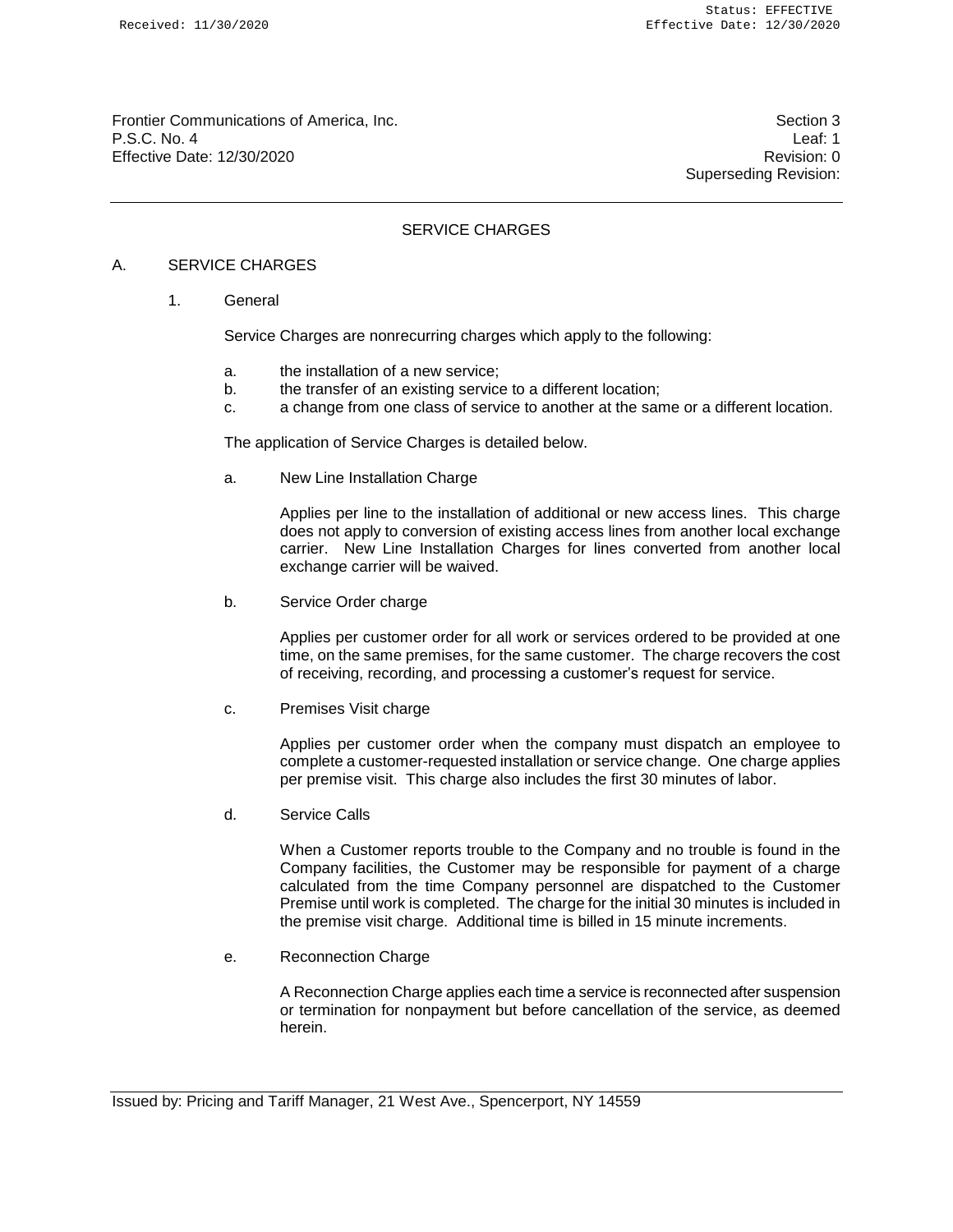Frontier Communications of America, Inc.
P.S.C. No. 4
Effective Date: 12/30/2020

Section 3
Leaf: 1
Revision: 0
Superseding Revision:

# SERVICE CHARGES

## A. SERVICE CHARGES

### 1. General

Service Charges are nonrecurring charges which apply to the following:

a. the installation of a new service;
b. the transfer of an existing service to a different location;
c. a change from one class of service to another at the same or a different location.

The application of Service Charges is detailed below.

a. New Line Installation Charge

Applies per line to the installation of additional or new access lines. This charge does not apply to conversion of existing access lines from another local exchange carrier. New Line Installation Charges for lines converted from another local exchange carrier will be waived.

b. Service Order charge

Applies per customer order for all work or services ordered to be provided at one time, on the same premises, for the same customer. The charge recovers the cost of receiving, recording, and processing a customer's request for service.

c. Premises Visit charge

Applies per customer order when the company must dispatch an employee to complete a customer-requested installation or service change. One charge applies per premise visit. This charge also includes the first 30 minutes of labor.

d. Service Calls

When a Customer reports trouble to the Company and no trouble is found in the Company facilities, the Customer may be responsible for payment of a charge calculated from the time Company personnel are dispatched to the Customer Premise until work is completed. The charge for the initial 30 minutes is included in the premise visit charge. Additional time is billed in 15 minute increments.

e. Reconnection Charge

A Reconnection Charge applies each time a service is reconnected after suspension or termination for nonpayment but before cancellation of the service, as deemed herein.

Issued by: Pricing and Tariff Manager, 21 West Ave., Spencerport, NY 14559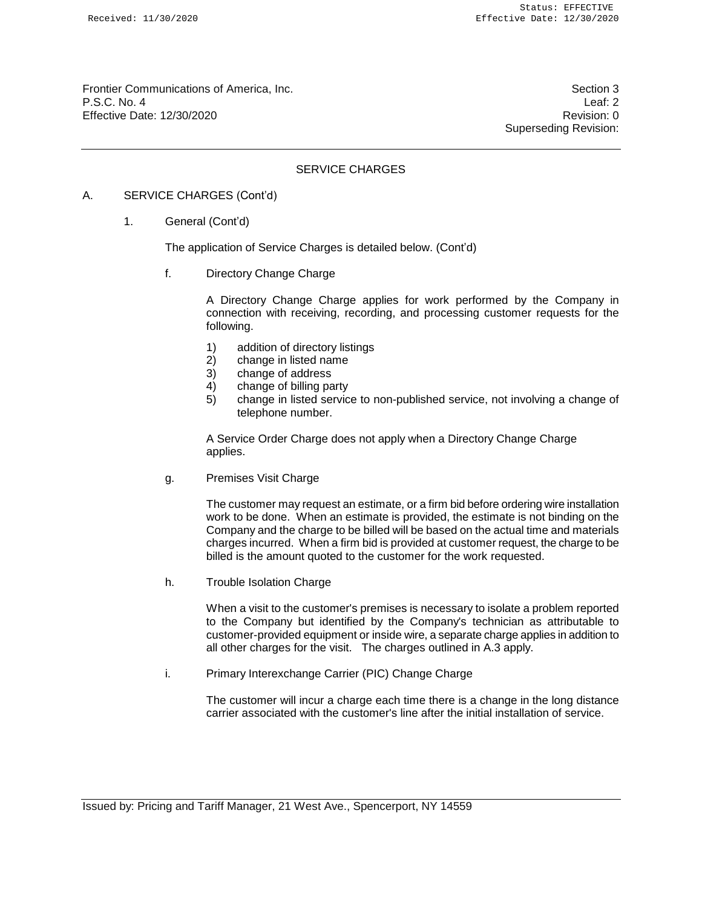Frontier Communications of America, Inc.
P.S.C. No. 4
Effective Date: 12/30/2020

Section 3
Leaf: 2
Revision: 0
Superseding Revision:

## SERVICE CHARGES

A. SERVICE CHARGES (Cont'd)

1. General (Cont'd)

The application of Service Charges is detailed below. (Cont'd)

f. Directory Change Charge

A Directory Change Charge applies for work performed by the Company in connection with receiving, recording, and processing customer requests for the following.

1) addition of directory listings
2) change in listed name
3) change of address
4) change of billing party
5) change in listed service to non-published service, not involving a change of telephone number.

A Service Order Charge does not apply when a Directory Change Charge applies.

g. Premises Visit Charge

The customer may request an estimate, or a firm bid before ordering wire installation work to be done. When an estimate is provided, the estimate is not binding on the Company and the charge to be billed will be based on the actual time and materials charges incurred. When a firm bid is provided at customer request, the charge to be billed is the amount quoted to the customer for the work requested.

h. Trouble Isolation Charge

When a visit to the customer's premises is necessary to isolate a problem reported to the Company but identified by the Company's technician as attributable to customer-provided equipment or inside wire, a separate charge applies in addition to all other charges for the visit. The charges outlined in A.3 apply.

i. Primary Interexchange Carrier (PIC) Change Charge

The customer will incur a charge each time there is a change in the long distance carrier associated with the customer's line after the initial installation of service.

Issued by: Pricing and Tariff Manager, 21 West Ave., Spencerport, NY 14559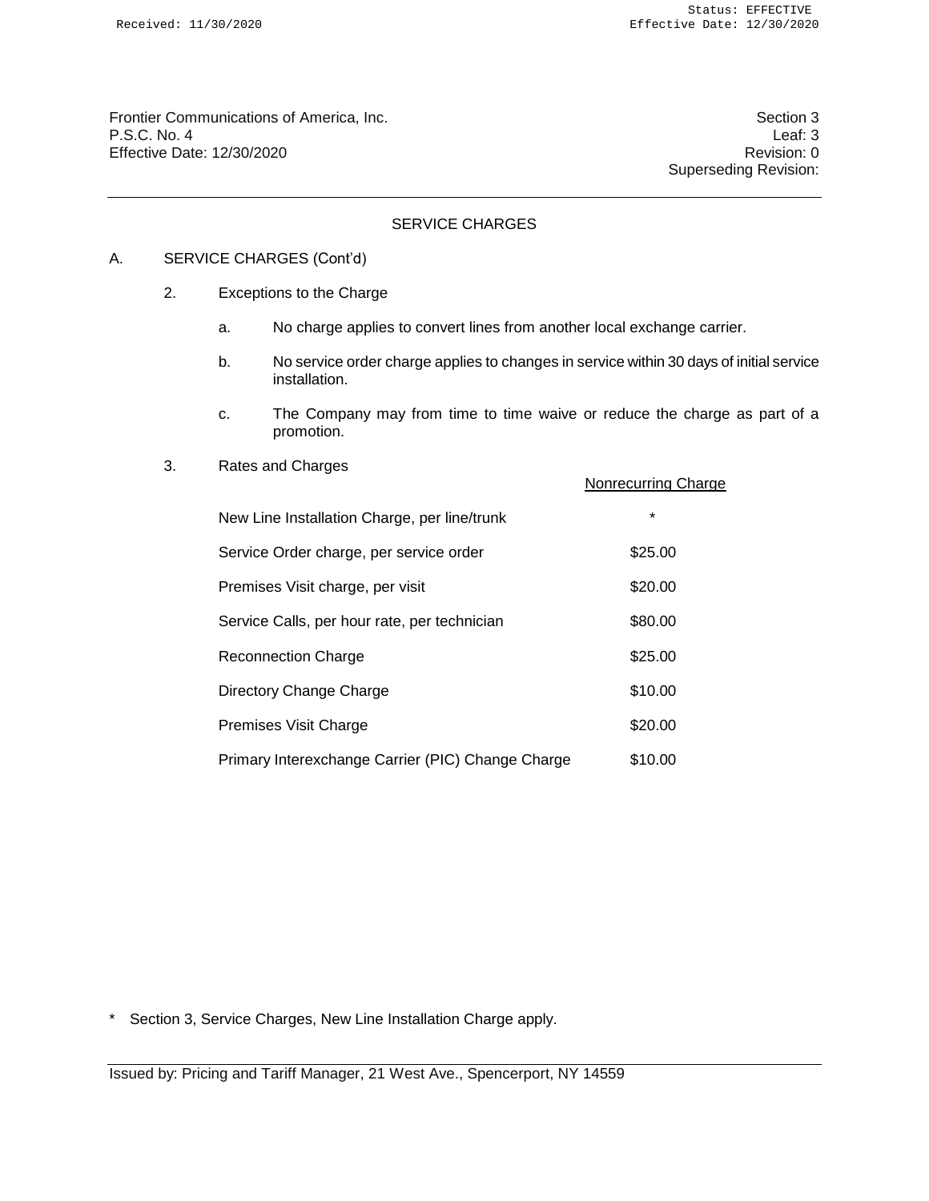Frontier Communications of America, Inc.
P.S.C. No. 4
Effective Date: 12/30/2020

Section 3
Leaf: 3
Revision: 0
Superseding Revision:

## SERVICE CHARGES

A. SERVICE CHARGES (Cont'd)

2. Exceptions to the Charge

   a. No charge applies to convert lines from another local exchange carrier.

   b. No service order charge applies to changes in service within 30 days of initial service installation.

   c. The Company may from time to time waive or reduce the charge as part of a promotion.

3. Rates and Charges

| | Nonrecurring Charge |
|---|---|
| New Line Installation Charge, per line/trunk | * |
| Service Order charge, per service order | $25.00 |
| Premises Visit charge, per visit | $20.00 |
| Service Calls, per hour rate, per technician | $80.00 |
| Reconnection Charge | $25.00 |
| Directory Change Charge | $10.00 |
| Premises Visit Charge | $20.00 |
| Primary Interexchange Carrier (PIC) Change Charge | $10.00 |

\* Section 3, Service Charges, New Line Installation Charge apply.

Issued by: Pricing and Tariff Manager, 21 West Ave., Spencerport, NY 14559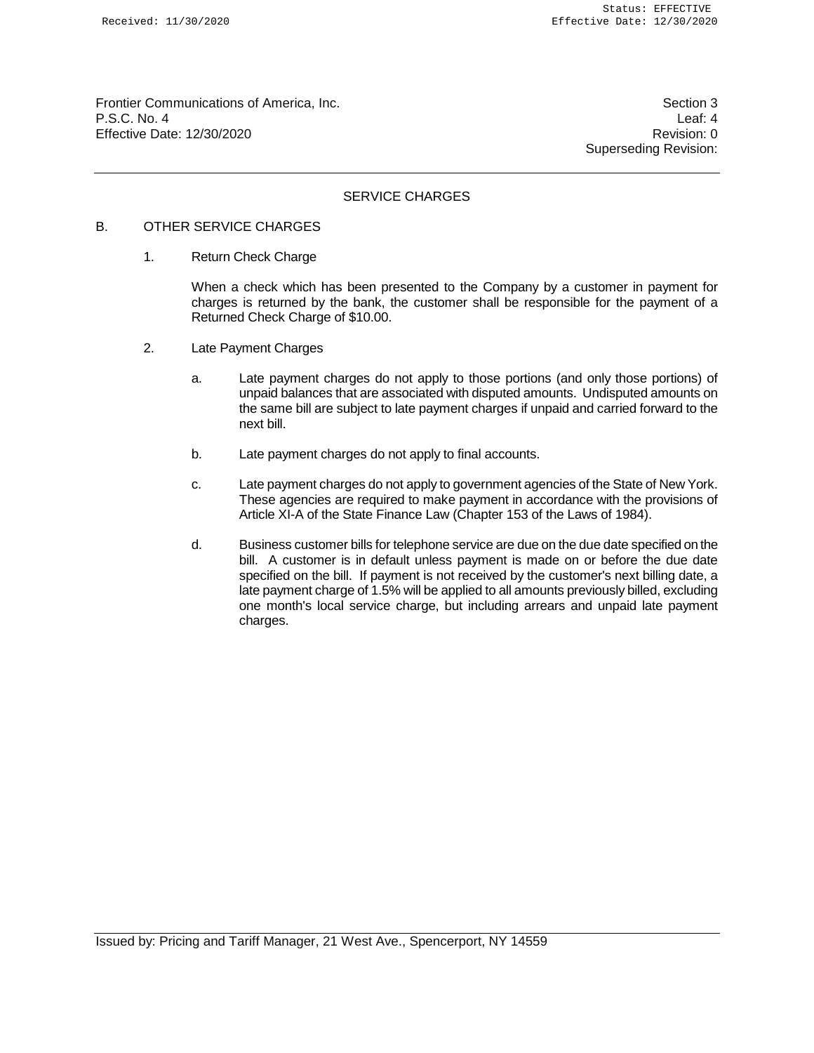Frontier Communications of America, Inc.
P.S.C. No. 4
Effective Date: 12/30/2020

Section 3
Leaf: 4
Revision: 0
Superseding Revision:

## SERVICE CHARGES

### B. OTHER SERVICE CHARGES

1. Return Check Charge

   When a check which has been presented to the Company by a customer in payment for charges is returned by the bank, the customer shall be responsible for the payment of a Returned Check Charge of $10.00.

2. Late Payment Charges

   a. Late payment charges do not apply to those portions (and only those portions) of unpaid balances that are associated with disputed amounts. Undisputed amounts on the same bill are subject to late payment charges if unpaid and carried forward to the next bill.

   b. Late payment charges do not apply to final accounts.

   c. Late payment charges do not apply to government agencies of the State of New York. These agencies are required to make payment in accordance with the provisions of Article XI-A of the State Finance Law (Chapter 153 of the Laws of 1984).

   d. Business customer bills for telephone service are due on the due date specified on the bill. A customer is in default unless payment is made on or before the due date specified on the bill. If payment is not received by the customer's next billing date, a late payment charge of 1.5% will be applied to all amounts previously billed, excluding one month's local service charge, but including arrears and unpaid late payment charges.

Issued by: Pricing and Tariff Manager, 21 West Ave., Spencerport, NY 14559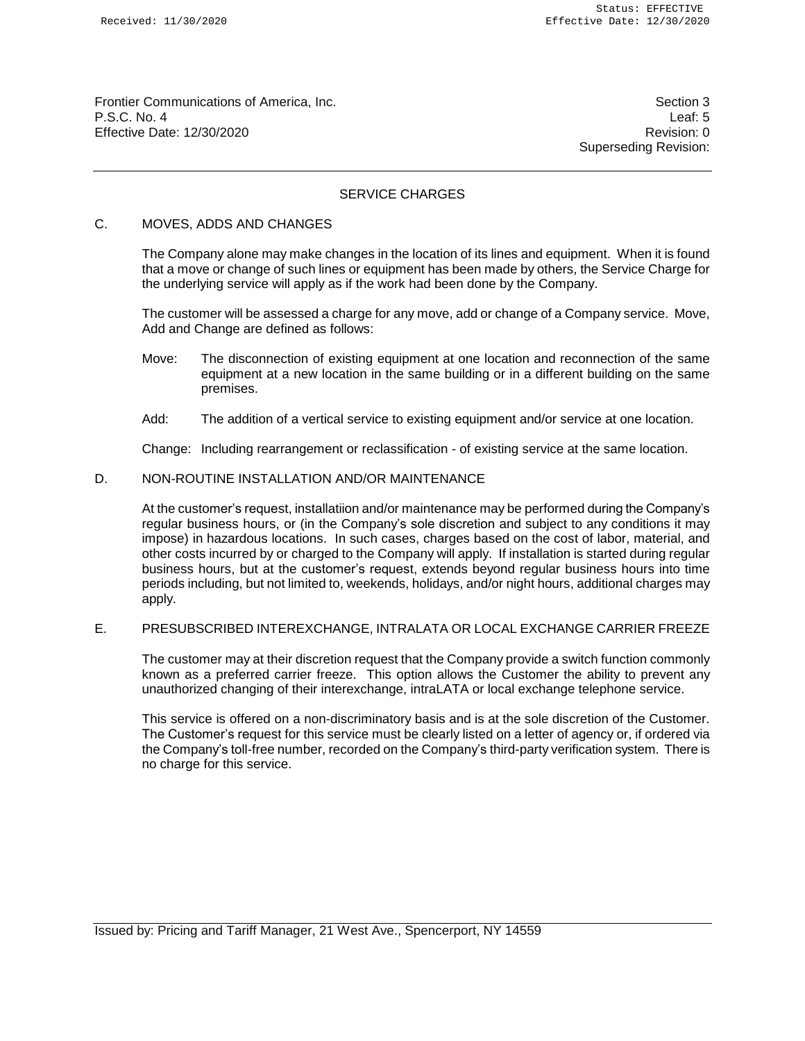Frontier Communications of America, Inc.
P.S.C. No. 4
Effective Date: 12/30/2020

Section 3
Leaf: 5
Revision: 0
Superseding Revision:

## SERVICE CHARGES

### C. MOVES, ADDS AND CHANGES

The Company alone may make changes in the location of its lines and equipment. When it is found that a move or change of such lines or equipment has been made by others, the Service Charge for the underlying service will apply as if the work had been done by the Company.

The customer will be assessed a charge for any move, add or change of a Company service. Move, Add and Change are defined as follows:

- Move: The disconnection of existing equipment at one location and reconnection of the same equipment at a new location in the same building or in a different building on the same premises.
- Add: The addition of a vertical service to existing equipment and/or service at one location.
- Change: Including rearrangement or reclassification - of existing service at the same location.

### D. NON-ROUTINE INSTALLATION AND/OR MAINTENANCE

At the customer's request, installatiion and/or maintenance may be performed during the Company's regular business hours, or (in the Company's sole discretion and subject to any conditions it may impose) in hazardous locations. In such cases, charges based on the cost of labor, material, and other costs incurred by or charged to the Company will apply. If installation is started during regular business hours, but at the customer's request, extends beyond regular business hours into time periods including, but not limited to, weekends, holidays, and/or night hours, additional charges may apply.

### E. PRESUBSCRIBED INTEREXCHANGE, INTRALATA OR LOCAL EXCHANGE CARRIER FREEZE

The customer may at their discretion request that the Company provide a switch function commonly known as a preferred carrier freeze. This option allows the Customer the ability to prevent any unauthorized changing of their interexchange, intraLATA or local exchange telephone service.

This service is offered on a non-discriminatory basis and is at the sole discretion of the Customer. The Customer's request for this service must be clearly listed on a letter of agency or, if ordered via the Company's toll-free number, recorded on the Company's third-party verification system. There is no charge for this service.

Issued by: Pricing and Tariff Manager, 21 West Ave., Spencerport, NY 14559